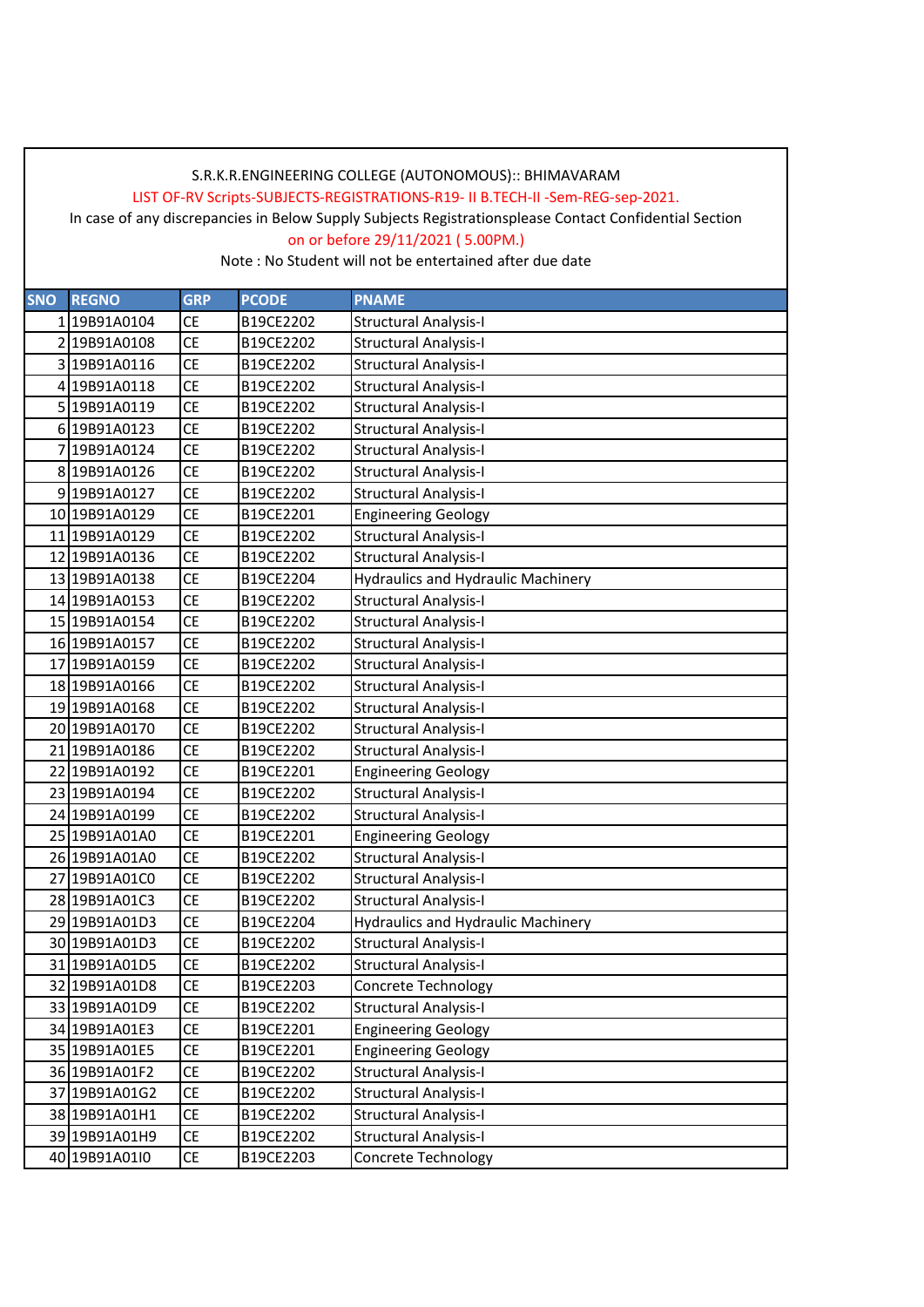S.R.K.R.ENGINEERING COLLEGE (AUTONOMOUS):: BHIMAVARAM

LIST OF-RV Scripts-SUBJECTS-REGISTRATIONS-R19- II B.TECH-II -Sem-REG-sep-2021.

In case of any discrepancies in Below Supply Subjects Registrationsplease Contact Confidential Section on or before 29/11/2021 ( 5.00PM.)

Note : No Student will not be entertained after due date

| SNO | REGNO | GRP | PCODE | PNAME |
|---|---|---|---|---|
| 1 | 19B91A0104 | CE | B19CE2202 | Structural Analysis-I |
| 2 | 19B91A0108 | CE | B19CE2202 | Structural Analysis-I |
| 3 | 19B91A0116 | CE | B19CE2202 | Structural Analysis-I |
| 4 | 19B91A0118 | CE | B19CE2202 | Structural Analysis-I |
| 5 | 19B91A0119 | CE | B19CE2202 | Structural Analysis-I |
| 6 | 19B91A0123 | CE | B19CE2202 | Structural Analysis-I |
| 7 | 19B91A0124 | CE | B19CE2202 | Structural Analysis-I |
| 8 | 19B91A0126 | CE | B19CE2202 | Structural Analysis-I |
| 9 | 19B91A0127 | CE | B19CE2202 | Structural Analysis-I |
| 10 | 19B91A0129 | CE | B19CE2201 | Engineering Geology |
| 11 | 19B91A0129 | CE | B19CE2202 | Structural Analysis-I |
| 12 | 19B91A0136 | CE | B19CE2202 | Structural Analysis-I |
| 13 | 19B91A0138 | CE | B19CE2204 | Hydraulics and Hydraulic Machinery |
| 14 | 19B91A0153 | CE | B19CE2202 | Structural Analysis-I |
| 15 | 19B91A0154 | CE | B19CE2202 | Structural Analysis-I |
| 16 | 19B91A0157 | CE | B19CE2202 | Structural Analysis-I |
| 17 | 19B91A0159 | CE | B19CE2202 | Structural Analysis-I |
| 18 | 19B91A0166 | CE | B19CE2202 | Structural Analysis-I |
| 19 | 19B91A0168 | CE | B19CE2202 | Structural Analysis-I |
| 20 | 19B91A0170 | CE | B19CE2202 | Structural Analysis-I |
| 21 | 19B91A0186 | CE | B19CE2202 | Structural Analysis-I |
| 22 | 19B91A0192 | CE | B19CE2201 | Engineering Geology |
| 23 | 19B91A0194 | CE | B19CE2202 | Structural Analysis-I |
| 24 | 19B91A0199 | CE | B19CE2202 | Structural Analysis-I |
| 25 | 19B91A01A0 | CE | B19CE2201 | Engineering Geology |
| 26 | 19B91A01A0 | CE | B19CE2202 | Structural Analysis-I |
| 27 | 19B91A01C0 | CE | B19CE2202 | Structural Analysis-I |
| 28 | 19B91A01C3 | CE | B19CE2202 | Structural Analysis-I |
| 29 | 19B91A01D3 | CE | B19CE2204 | Hydraulics and Hydraulic Machinery |
| 30 | 19B91A01D3 | CE | B19CE2202 | Structural Analysis-I |
| 31 | 19B91A01D5 | CE | B19CE2202 | Structural Analysis-I |
| 32 | 19B91A01D8 | CE | B19CE2203 | Concrete Technology |
| 33 | 19B91A01D9 | CE | B19CE2202 | Structural Analysis-I |
| 34 | 19B91A01E3 | CE | B19CE2201 | Engineering Geology |
| 35 | 19B91A01E5 | CE | B19CE2201 | Engineering Geology |
| 36 | 19B91A01F2 | CE | B19CE2202 | Structural Analysis-I |
| 37 | 19B91A01G2 | CE | B19CE2202 | Structural Analysis-I |
| 38 | 19B91A01H1 | CE | B19CE2202 | Structural Analysis-I |
| 39 | 19B91A01H9 | CE | B19CE2202 | Structural Analysis-I |
| 40 | 19B91A01I0 | CE | B19CE2203 | Concrete Technology |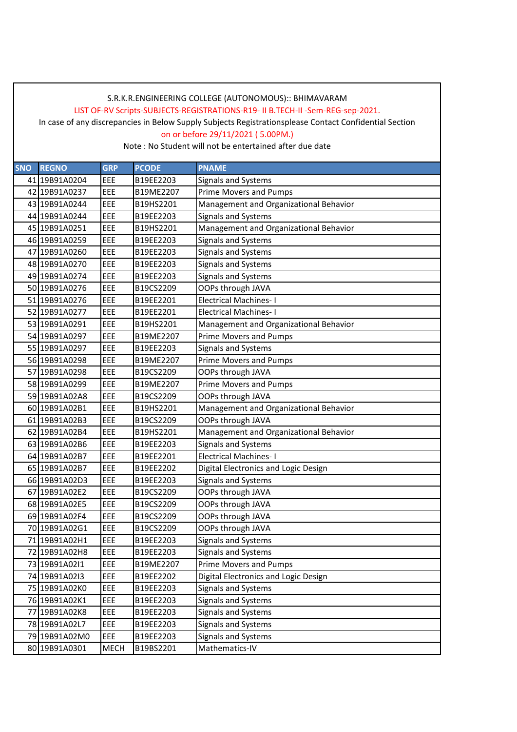S.R.K.R.ENGINEERING COLLEGE (AUTONOMOUS):: BHIMAVARAM

LIST OF-RV Scripts-SUBJECTS-REGISTRATIONS-R19- II B.TECH-II -Sem-REG-sep-2021.

In case of any discrepancies in Below Supply Subjects Registrationsplease Contact Confidential Section

on or before 29/11/2021 ( 5.00PM.)

Note : No Student will not be entertained after due date

| SNO | REGNO | GRP | PCODE | PNAME |
|---|---|---|---|---|
| 41 | 19B91A0204 | EEE | B19EE2203 | Signals and Systems |
| 42 | 19B91A0237 | EEE | B19ME2207 | Prime Movers and Pumps |
| 43 | 19B91A0244 | EEE | B19HS2201 | Management and Organizational Behavior |
| 44 | 19B91A0244 | EEE | B19EE2203 | Signals and Systems |
| 45 | 19B91A0251 | EEE | B19HS2201 | Management and Organizational Behavior |
| 46 | 19B91A0259 | EEE | B19EE2203 | Signals and Systems |
| 47 | 19B91A0260 | EEE | B19EE2203 | Signals and Systems |
| 48 | 19B91A0270 | EEE | B19EE2203 | Signals and Systems |
| 49 | 19B91A0274 | EEE | B19EE2203 | Signals and Systems |
| 50 | 19B91A0276 | EEE | B19CS2209 | OOPs through JAVA |
| 51 | 19B91A0276 | EEE | B19EE2201 | Electrical Machines- I |
| 52 | 19B91A0277 | EEE | B19EE2201 | Electrical Machines- I |
| 53 | 19B91A0291 | EEE | B19HS2201 | Management and Organizational Behavior |
| 54 | 19B91A0297 | EEE | B19ME2207 | Prime Movers and Pumps |
| 55 | 19B91A0297 | EEE | B19EE2203 | Signals and Systems |
| 56 | 19B91A0298 | EEE | B19ME2207 | Prime Movers and Pumps |
| 57 | 19B91A0298 | EEE | B19CS2209 | OOPs through JAVA |
| 58 | 19B91A0299 | EEE | B19ME2207 | Prime Movers and Pumps |
| 59 | 19B91A02A8 | EEE | B19CS2209 | OOPs through JAVA |
| 60 | 19B91A02B1 | EEE | B19HS2201 | Management and Organizational Behavior |
| 61 | 19B91A02B3 | EEE | B19CS2209 | OOPs through JAVA |
| 62 | 19B91A02B4 | EEE | B19HS2201 | Management and Organizational Behavior |
| 63 | 19B91A02B6 | EEE | B19EE2203 | Signals and Systems |
| 64 | 19B91A02B7 | EEE | B19EE2201 | Electrical Machines- I |
| 65 | 19B91A02B7 | EEE | B19EE2202 | Digital Electronics and Logic Design |
| 66 | 19B91A02D3 | EEE | B19EE2203 | Signals and Systems |
| 67 | 19B91A02E2 | EEE | B19CS2209 | OOPs through JAVA |
| 68 | 19B91A02E5 | EEE | B19CS2209 | OOPs through JAVA |
| 69 | 19B91A02F4 | EEE | B19CS2209 | OOPs through JAVA |
| 70 | 19B91A02G1 | EEE | B19CS2209 | OOPs through JAVA |
| 71 | 19B91A02H1 | EEE | B19EE2203 | Signals and Systems |
| 72 | 19B91A02H8 | EEE | B19EE2203 | Signals and Systems |
| 73 | 19B91A02I1 | EEE | B19ME2207 | Prime Movers and Pumps |
| 74 | 19B91A02I3 | EEE | B19EE2202 | Digital Electronics and Logic Design |
| 75 | 19B91A02K0 | EEE | B19EE2203 | Signals and Systems |
| 76 | 19B91A02K1 | EEE | B19EE2203 | Signals and Systems |
| 77 | 19B91A02K8 | EEE | B19EE2203 | Signals and Systems |
| 78 | 19B91A02L7 | EEE | B19EE2203 | Signals and Systems |
| 79 | 19B91A02M0 | EEE | B19EE2203 | Signals and Systems |
| 80 | 19B91A0301 | MECH | B19BS2201 | Mathematics-IV |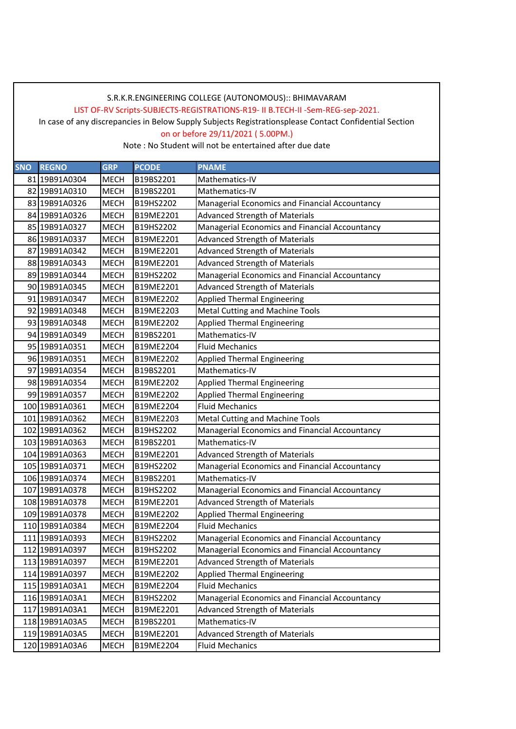S.R.K.R.ENGINEERING COLLEGE (AUTONOMOUS):: BHIMAVARAM

LIST OF-RV Scripts-SUBJECTS-REGISTRATIONS-R19- II B.TECH-II -Sem-REG-sep-2021.

In case of any discrepancies in Below Supply Subjects Registrationsplease Contact Confidential Section

on or before 29/11/2021 ( 5.00PM.)

Note : No Student will not be entertained after due date

| SNO | REGNO | GRP | PCODE | PNAME |
|---|---|---|---|---|
| 81 | 19B91A0304 | MECH | B19BS2201 | Mathematics-IV |
| 82 | 19B91A0310 | MECH | B19BS2201 | Mathematics-IV |
| 83 | 19B91A0326 | MECH | B19HS2202 | Managerial Economics and Financial Accountancy |
| 84 | 19B91A0326 | MECH | B19ME2201 | Advanced Strength of Materials |
| 85 | 19B91A0327 | MECH | B19HS2202 | Managerial Economics and Financial Accountancy |
| 86 | 19B91A0337 | MECH | B19ME2201 | Advanced Strength of Materials |
| 87 | 19B91A0342 | MECH | B19ME2201 | Advanced Strength of Materials |
| 88 | 19B91A0343 | MECH | B19ME2201 | Advanced Strength of Materials |
| 89 | 19B91A0344 | MECH | B19HS2202 | Managerial Economics and Financial Accountancy |
| 90 | 19B91A0345 | MECH | B19ME2201 | Advanced Strength of Materials |
| 91 | 19B91A0347 | MECH | B19ME2202 | Applied Thermal Engineering |
| 92 | 19B91A0348 | MECH | B19ME2203 | Metal Cutting and Machine Tools |
| 93 | 19B91A0348 | MECH | B19ME2202 | Applied Thermal Engineering |
| 94 | 19B91A0349 | MECH | B19BS2201 | Mathematics-IV |
| 95 | 19B91A0351 | MECH | B19ME2204 | Fluid Mechanics |
| 96 | 19B91A0351 | MECH | B19ME2202 | Applied Thermal Engineering |
| 97 | 19B91A0354 | MECH | B19BS2201 | Mathematics-IV |
| 98 | 19B91A0354 | MECH | B19ME2202 | Applied Thermal Engineering |
| 99 | 19B91A0357 | MECH | B19ME2202 | Applied Thermal Engineering |
| 100 | 19B91A0361 | MECH | B19ME2204 | Fluid Mechanics |
| 101 | 19B91A0362 | MECH | B19ME2203 | Metal Cutting and Machine Tools |
| 102 | 19B91A0362 | MECH | B19HS2202 | Managerial Economics and Financial Accountancy |
| 103 | 19B91A0363 | MECH | B19BS2201 | Mathematics-IV |
| 104 | 19B91A0363 | MECH | B19ME2201 | Advanced Strength of Materials |
| 105 | 19B91A0371 | MECH | B19HS2202 | Managerial Economics and Financial Accountancy |
| 106 | 19B91A0374 | MECH | B19BS2201 | Mathematics-IV |
| 107 | 19B91A0378 | MECH | B19HS2202 | Managerial Economics and Financial Accountancy |
| 108 | 19B91A0378 | MECH | B19ME2201 | Advanced Strength of Materials |
| 109 | 19B91A0378 | MECH | B19ME2202 | Applied Thermal Engineering |
| 110 | 19B91A0384 | MECH | B19ME2204 | Fluid Mechanics |
| 111 | 19B91A0393 | MECH | B19HS2202 | Managerial Economics and Financial Accountancy |
| 112 | 19B91A0397 | MECH | B19HS2202 | Managerial Economics and Financial Accountancy |
| 113 | 19B91A0397 | MECH | B19ME2201 | Advanced Strength of Materials |
| 114 | 19B91A0397 | MECH | B19ME2202 | Applied Thermal Engineering |
| 115 | 19B91A03A1 | MECH | B19ME2204 | Fluid Mechanics |
| 116 | 19B91A03A1 | MECH | B19HS2202 | Managerial Economics and Financial Accountancy |
| 117 | 19B91A03A1 | MECH | B19ME2201 | Advanced Strength of Materials |
| 118 | 19B91A03A5 | MECH | B19BS2201 | Mathematics-IV |
| 119 | 19B91A03A5 | MECH | B19ME2201 | Advanced Strength of Materials |
| 120 | 19B91A03A6 | MECH | B19ME2204 | Fluid Mechanics |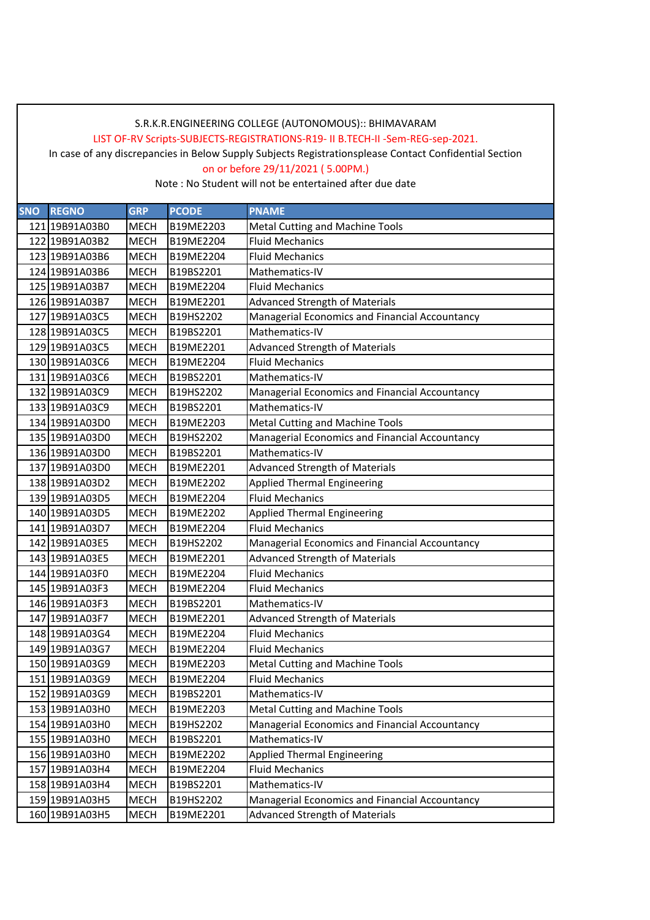S.R.K.R.ENGINEERING COLLEGE (AUTONOMOUS):: BHIMAVARAM

LIST OF-RV Scripts-SUBJECTS-REGISTRATIONS-R19- II B.TECH-II -Sem-REG-sep-2021.

In case of any discrepancies in Below Supply Subjects Registrationsplease Contact Confidential Section

on or before 29/11/2021 ( 5.00PM.)

Note : No Student will not be entertained after due date

| SNO | REGNO | GRP | PCODE | PNAME |
|---|---|---|---|---|
| 121 | 19B91A03B0 | MECH | B19ME2203 | Metal Cutting and Machine Tools |
| 122 | 19B91A03B2 | MECH | B19ME2204 | Fluid Mechanics |
| 123 | 19B91A03B6 | MECH | B19ME2204 | Fluid Mechanics |
| 124 | 19B91A03B6 | MECH | B19BS2201 | Mathematics-IV |
| 125 | 19B91A03B7 | MECH | B19ME2204 | Fluid Mechanics |
| 126 | 19B91A03B7 | MECH | B19ME2201 | Advanced Strength of Materials |
| 127 | 19B91A03C5 | MECH | B19HS2202 | Managerial Economics and Financial Accountancy |
| 128 | 19B91A03C5 | MECH | B19BS2201 | Mathematics-IV |
| 129 | 19B91A03C5 | MECH | B19ME2201 | Advanced Strength of Materials |
| 130 | 19B91A03C6 | MECH | B19ME2204 | Fluid Mechanics |
| 131 | 19B91A03C6 | MECH | B19BS2201 | Mathematics-IV |
| 132 | 19B91A03C9 | MECH | B19HS2202 | Managerial Economics and Financial Accountancy |
| 133 | 19B91A03C9 | MECH | B19BS2201 | Mathematics-IV |
| 134 | 19B91A03D0 | MECH | B19ME2203 | Metal Cutting and Machine Tools |
| 135 | 19B91A03D0 | MECH | B19HS2202 | Managerial Economics and Financial Accountancy |
| 136 | 19B91A03D0 | MECH | B19BS2201 | Mathematics-IV |
| 137 | 19B91A03D0 | MECH | B19ME2201 | Advanced Strength of Materials |
| 138 | 19B91A03D2 | MECH | B19ME2202 | Applied Thermal Engineering |
| 139 | 19B91A03D5 | MECH | B19ME2204 | Fluid Mechanics |
| 140 | 19B91A03D5 | MECH | B19ME2202 | Applied Thermal Engineering |
| 141 | 19B91A03D7 | MECH | B19ME2204 | Fluid Mechanics |
| 142 | 19B91A03E5 | MECH | B19HS2202 | Managerial Economics and Financial Accountancy |
| 143 | 19B91A03E5 | MECH | B19ME2201 | Advanced Strength of Materials |
| 144 | 19B91A03F0 | MECH | B19ME2204 | Fluid Mechanics |
| 145 | 19B91A03F3 | MECH | B19ME2204 | Fluid Mechanics |
| 146 | 19B91A03F3 | MECH | B19BS2201 | Mathematics-IV |
| 147 | 19B91A03F7 | MECH | B19ME2201 | Advanced Strength of Materials |
| 148 | 19B91A03G4 | MECH | B19ME2204 | Fluid Mechanics |
| 149 | 19B91A03G7 | MECH | B19ME2204 | Fluid Mechanics |
| 150 | 19B91A03G9 | MECH | B19ME2203 | Metal Cutting and Machine Tools |
| 151 | 19B91A03G9 | MECH | B19ME2204 | Fluid Mechanics |
| 152 | 19B91A03G9 | MECH | B19BS2201 | Mathematics-IV |
| 153 | 19B91A03H0 | MECH | B19ME2203 | Metal Cutting and Machine Tools |
| 154 | 19B91A03H0 | MECH | B19HS2202 | Managerial Economics and Financial Accountancy |
| 155 | 19B91A03H0 | MECH | B19BS2201 | Mathematics-IV |
| 156 | 19B91A03H0 | MECH | B19ME2202 | Applied Thermal Engineering |
| 157 | 19B91A03H4 | MECH | B19ME2204 | Fluid Mechanics |
| 158 | 19B91A03H4 | MECH | B19BS2201 | Mathematics-IV |
| 159 | 19B91A03H5 | MECH | B19HS2202 | Managerial Economics and Financial Accountancy |
| 160 | 19B91A03H5 | MECH | B19ME2201 | Advanced Strength of Materials |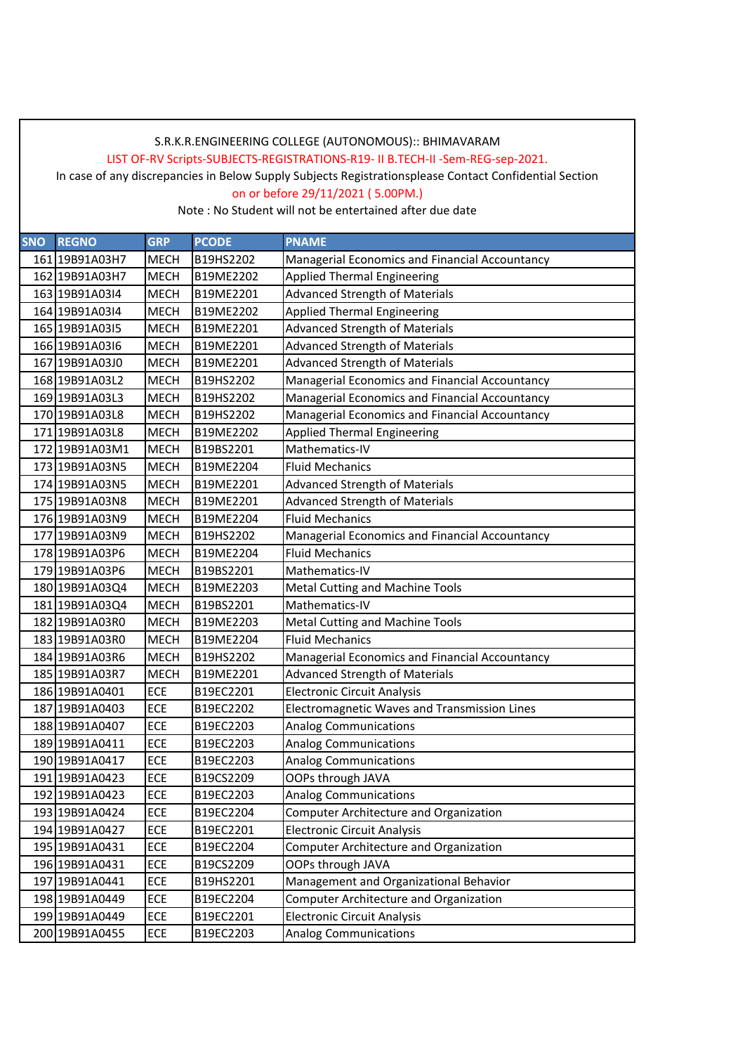S.R.K.R.ENGINEERING COLLEGE (AUTONOMOUS):: BHIMAVARAM

LIST OF-RV Scripts-SUBJECTS-REGISTRATIONS-R19- II B.TECH-II -Sem-REG-sep-2021.

In case of any discrepancies in Below Supply Subjects Registrationsplease Contact Confidential Section

on or before 29/11/2021 ( 5.00PM.)

Note : No Student will not be entertained after due date

| SNO | REGNO | GRP | PCODE | PNAME |
|---|---|---|---|---|
| 161 | 19B91A03H7 | MECH | B19HS2202 | Managerial Economics and Financial Accountancy |
| 162 | 19B91A03H7 | MECH | B19ME2202 | Applied Thermal Engineering |
| 163 | 19B91A03I4 | MECH | B19ME2201 | Advanced Strength of Materials |
| 164 | 19B91A03I4 | MECH | B19ME2202 | Applied Thermal Engineering |
| 165 | 19B91A03I5 | MECH | B19ME2201 | Advanced Strength of Materials |
| 166 | 19B91A03I6 | MECH | B19ME2201 | Advanced Strength of Materials |
| 167 | 19B91A03J0 | MECH | B19ME2201 | Advanced Strength of Materials |
| 168 | 19B91A03L2 | MECH | B19HS2202 | Managerial Economics and Financial Accountancy |
| 169 | 19B91A03L3 | MECH | B19HS2202 | Managerial Economics and Financial Accountancy |
| 170 | 19B91A03L8 | MECH | B19HS2202 | Managerial Economics and Financial Accountancy |
| 171 | 19B91A03L8 | MECH | B19ME2202 | Applied Thermal Engineering |
| 172 | 19B91A03M1 | MECH | B19BS2201 | Mathematics-IV |
| 173 | 19B91A03N5 | MECH | B19ME2204 | Fluid Mechanics |
| 174 | 19B91A03N5 | MECH | B19ME2201 | Advanced Strength of Materials |
| 175 | 19B91A03N8 | MECH | B19ME2201 | Advanced Strength of Materials |
| 176 | 19B91A03N9 | MECH | B19ME2204 | Fluid Mechanics |
| 177 | 19B91A03N9 | MECH | B19HS2202 | Managerial Economics and Financial Accountancy |
| 178 | 19B91A03P6 | MECH | B19ME2204 | Fluid Mechanics |
| 179 | 19B91A03P6 | MECH | B19BS2201 | Mathematics-IV |
| 180 | 19B91A03Q4 | MECH | B19ME2203 | Metal Cutting and Machine Tools |
| 181 | 19B91A03Q4 | MECH | B19BS2201 | Mathematics-IV |
| 182 | 19B91A03R0 | MECH | B19ME2203 | Metal Cutting and Machine Tools |
| 183 | 19B91A03R0 | MECH | B19ME2204 | Fluid Mechanics |
| 184 | 19B91A03R6 | MECH | B19HS2202 | Managerial Economics and Financial Accountancy |
| 185 | 19B91A03R7 | MECH | B19ME2201 | Advanced Strength of Materials |
| 186 | 19B91A0401 | ECE | B19EC2201 | Electronic Circuit Analysis |
| 187 | 19B91A0403 | ECE | B19EC2202 | Electromagnetic Waves and Transmission Lines |
| 188 | 19B91A0407 | ECE | B19EC2203 | Analog Communications |
| 189 | 19B91A0411 | ECE | B19EC2203 | Analog Communications |
| 190 | 19B91A0417 | ECE | B19EC2203 | Analog Communications |
| 191 | 19B91A0423 | ECE | B19CS2209 | OOPs through JAVA |
| 192 | 19B91A0423 | ECE | B19EC2203 | Analog Communications |
| 193 | 19B91A0424 | ECE | B19EC2204 | Computer Architecture and Organization |
| 194 | 19B91A0427 | ECE | B19EC2201 | Electronic Circuit Analysis |
| 195 | 19B91A0431 | ECE | B19EC2204 | Computer Architecture and Organization |
| 196 | 19B91A0431 | ECE | B19CS2209 | OOPs through JAVA |
| 197 | 19B91A0441 | ECE | B19HS2201 | Management and Organizational Behavior |
| 198 | 19B91A0449 | ECE | B19EC2204 | Computer Architecture and Organization |
| 199 | 19B91A0449 | ECE | B19EC2201 | Electronic Circuit Analysis |
| 200 | 19B91A0455 | ECE | B19EC2203 | Analog Communications |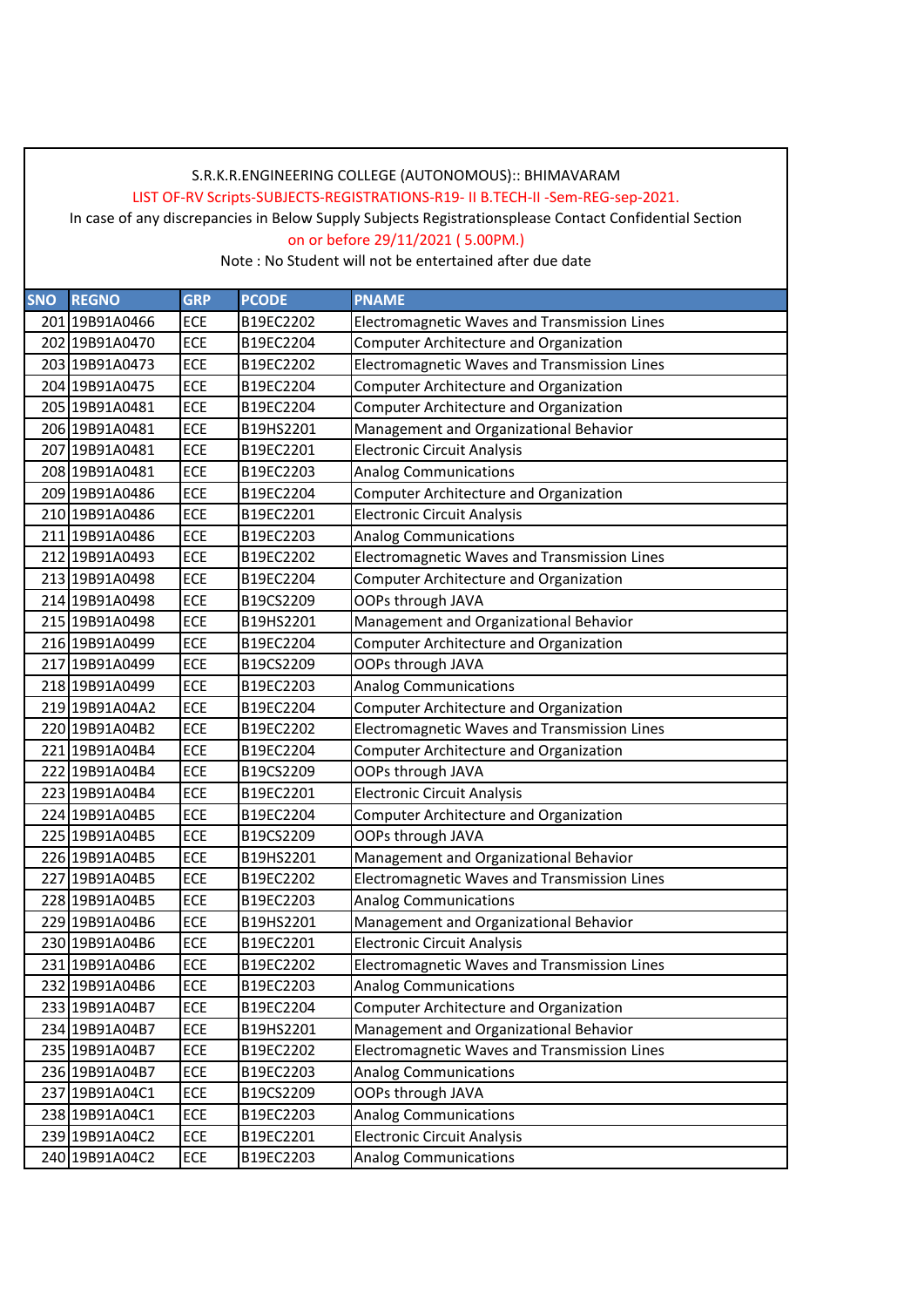S.R.K.R.ENGINEERING COLLEGE (AUTONOMOUS):: BHIMAVARAM

LIST OF-RV Scripts-SUBJECTS-REGISTRATIONS-R19- II B.TECH-II -Sem-REG-sep-2021.

In case of any discrepancies in Below Supply Subjects Registrationsplease Contact Confidential Section

on or before 29/11/2021 ( 5.00PM.)

Note : No Student will not be entertained after due date

| SNO | REGNO | GRP | PCODE | PNAME |
|---|---|---|---|---|
| 201 | 19B91A0466 | ECE | B19EC2202 | Electromagnetic Waves and Transmission Lines |
| 202 | 19B91A0470 | ECE | B19EC2204 | Computer Architecture and Organization |
| 203 | 19B91A0473 | ECE | B19EC2202 | Electromagnetic Waves and Transmission Lines |
| 204 | 19B91A0475 | ECE | B19EC2204 | Computer Architecture and Organization |
| 205 | 19B91A0481 | ECE | B19EC2204 | Computer Architecture and Organization |
| 206 | 19B91A0481 | ECE | B19HS2201 | Management and Organizational Behavior |
| 207 | 19B91A0481 | ECE | B19EC2201 | Electronic Circuit Analysis |
| 208 | 19B91A0481 | ECE | B19EC2203 | Analog Communications |
| 209 | 19B91A0486 | ECE | B19EC2204 | Computer Architecture and Organization |
| 210 | 19B91A0486 | ECE | B19EC2201 | Electronic Circuit Analysis |
| 211 | 19B91A0486 | ECE | B19EC2203 | Analog Communications |
| 212 | 19B91A0493 | ECE | B19EC2202 | Electromagnetic Waves and Transmission Lines |
| 213 | 19B91A0498 | ECE | B19EC2204 | Computer Architecture and Organization |
| 214 | 19B91A0498 | ECE | B19CS2209 | OOPs through JAVA |
| 215 | 19B91A0498 | ECE | B19HS2201 | Management and Organizational Behavior |
| 216 | 19B91A0499 | ECE | B19EC2204 | Computer Architecture and Organization |
| 217 | 19B91A0499 | ECE | B19CS2209 | OOPs through JAVA |
| 218 | 19B91A0499 | ECE | B19EC2203 | Analog Communications |
| 219 | 19B91A04A2 | ECE | B19EC2204 | Computer Architecture and Organization |
| 220 | 19B91A04B2 | ECE | B19EC2202 | Electromagnetic Waves and Transmission Lines |
| 221 | 19B91A04B4 | ECE | B19EC2204 | Computer Architecture and Organization |
| 222 | 19B91A04B4 | ECE | B19CS2209 | OOPs through JAVA |
| 223 | 19B91A04B4 | ECE | B19EC2201 | Electronic Circuit Analysis |
| 224 | 19B91A04B5 | ECE | B19EC2204 | Computer Architecture and Organization |
| 225 | 19B91A04B5 | ECE | B19CS2209 | OOPs through JAVA |
| 226 | 19B91A04B5 | ECE | B19HS2201 | Management and Organizational Behavior |
| 227 | 19B91A04B5 | ECE | B19EC2202 | Electromagnetic Waves and Transmission Lines |
| 228 | 19B91A04B5 | ECE | B19EC2203 | Analog Communications |
| 229 | 19B91A04B6 | ECE | B19HS2201 | Management and Organizational Behavior |
| 230 | 19B91A04B6 | ECE | B19EC2201 | Electronic Circuit Analysis |
| 231 | 19B91A04B6 | ECE | B19EC2202 | Electromagnetic Waves and Transmission Lines |
| 232 | 19B91A04B6 | ECE | B19EC2203 | Analog Communications |
| 233 | 19B91A04B7 | ECE | B19EC2204 | Computer Architecture and Organization |
| 234 | 19B91A04B7 | ECE | B19HS2201 | Management and Organizational Behavior |
| 235 | 19B91A04B7 | ECE | B19EC2202 | Electromagnetic Waves and Transmission Lines |
| 236 | 19B91A04B7 | ECE | B19EC2203 | Analog Communications |
| 237 | 19B91A04C1 | ECE | B19CS2209 | OOPs through JAVA |
| 238 | 19B91A04C1 | ECE | B19EC2203 | Analog Communications |
| 239 | 19B91A04C2 | ECE | B19EC2201 | Electronic Circuit Analysis |
| 240 | 19B91A04C2 | ECE | B19EC2203 | Analog Communications |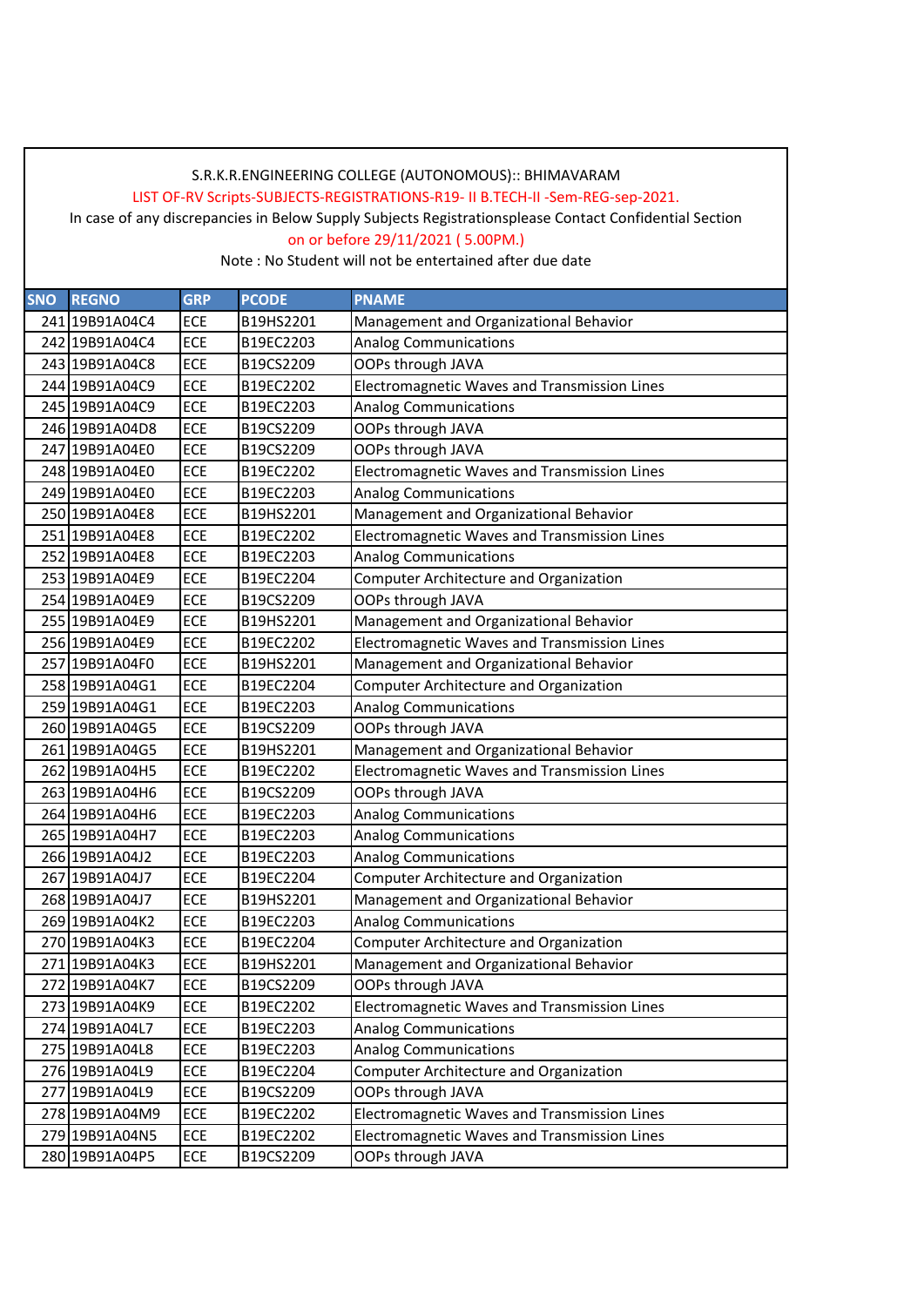S.R.K.R.ENGINEERING COLLEGE (AUTONOMOUS):: BHIMAVARAM

LIST OF-RV Scripts-SUBJECTS-REGISTRATIONS-R19- II B.TECH-II -Sem-REG-sep-2021.

In case of any discrepancies in Below Supply Subjects Registrationsplease Contact Confidential Section

on or before 29/11/2021 ( 5.00PM.)

Note : No Student will not be entertained after due date

| SNO | REGNO | GRP | PCODE | PNAME |
|---|---|---|---|---|
| 241 | 19B91A04C4 | ECE | B19HS2201 | Management and Organizational Behavior |
| 242 | 19B91A04C4 | ECE | B19EC2203 | Analog Communications |
| 243 | 19B91A04C8 | ECE | B19CS2209 | OOPs through JAVA |
| 244 | 19B91A04C9 | ECE | B19EC2202 | Electromagnetic Waves and Transmission Lines |
| 245 | 19B91A04C9 | ECE | B19EC2203 | Analog Communications |
| 246 | 19B91A04D8 | ECE | B19CS2209 | OOPs through JAVA |
| 247 | 19B91A04E0 | ECE | B19CS2209 | OOPs through JAVA |
| 248 | 19B91A04E0 | ECE | B19EC2202 | Electromagnetic Waves and Transmission Lines |
| 249 | 19B91A04E0 | ECE | B19EC2203 | Analog Communications |
| 250 | 19B91A04E8 | ECE | B19HS2201 | Management and Organizational Behavior |
| 251 | 19B91A04E8 | ECE | B19EC2202 | Electromagnetic Waves and Transmission Lines |
| 252 | 19B91A04E8 | ECE | B19EC2203 | Analog Communications |
| 253 | 19B91A04E9 | ECE | B19EC2204 | Computer Architecture and Organization |
| 254 | 19B91A04E9 | ECE | B19CS2209 | OOPs through JAVA |
| 255 | 19B91A04E9 | ECE | B19HS2201 | Management and Organizational Behavior |
| 256 | 19B91A04E9 | ECE | B19EC2202 | Electromagnetic Waves and Transmission Lines |
| 257 | 19B91A04F0 | ECE | B19HS2201 | Management and Organizational Behavior |
| 258 | 19B91A04G1 | ECE | B19EC2204 | Computer Architecture and Organization |
| 259 | 19B91A04G1 | ECE | B19EC2203 | Analog Communications |
| 260 | 19B91A04G5 | ECE | B19CS2209 | OOPs through JAVA |
| 261 | 19B91A04G5 | ECE | B19HS2201 | Management and Organizational Behavior |
| 262 | 19B91A04H5 | ECE | B19EC2202 | Electromagnetic Waves and Transmission Lines |
| 263 | 19B91A04H6 | ECE | B19CS2209 | OOPs through JAVA |
| 264 | 19B91A04H6 | ECE | B19EC2203 | Analog Communications |
| 265 | 19B91A04H7 | ECE | B19EC2203 | Analog Communications |
| 266 | 19B91A04J2 | ECE | B19EC2203 | Analog Communications |
| 267 | 19B91A04J7 | ECE | B19EC2204 | Computer Architecture and Organization |
| 268 | 19B91A04J7 | ECE | B19HS2201 | Management and Organizational Behavior |
| 269 | 19B91A04K2 | ECE | B19EC2203 | Analog Communications |
| 270 | 19B91A04K3 | ECE | B19EC2204 | Computer Architecture and Organization |
| 271 | 19B91A04K3 | ECE | B19HS2201 | Management and Organizational Behavior |
| 272 | 19B91A04K7 | ECE | B19CS2209 | OOPs through JAVA |
| 273 | 19B91A04K9 | ECE | B19EC2202 | Electromagnetic Waves and Transmission Lines |
| 274 | 19B91A04L7 | ECE | B19EC2203 | Analog Communications |
| 275 | 19B91A04L8 | ECE | B19EC2203 | Analog Communications |
| 276 | 19B91A04L9 | ECE | B19EC2204 | Computer Architecture and Organization |
| 277 | 19B91A04L9 | ECE | B19CS2209 | OOPs through JAVA |
| 278 | 19B91A04M9 | ECE | B19EC2202 | Electromagnetic Waves and Transmission Lines |
| 279 | 19B91A04N5 | ECE | B19EC2202 | Electromagnetic Waves and Transmission Lines |
| 280 | 19B91A04P5 | ECE | B19CS2209 | OOPs through JAVA |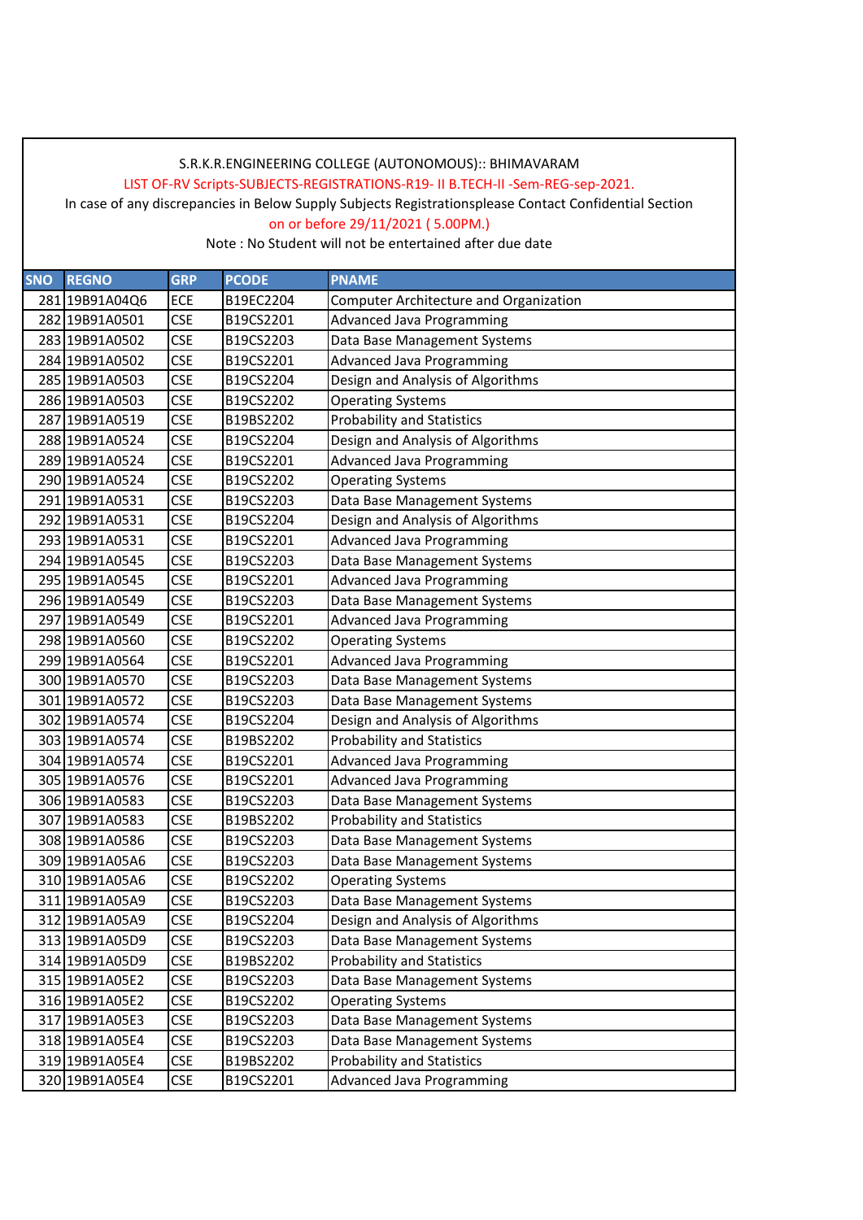S.R.K.R.ENGINEERING COLLEGE (AUTONOMOUS):: BHIMAVARAM

LIST OF-RV Scripts-SUBJECTS-REGISTRATIONS-R19- II B.TECH-II -Sem-REG-sep-2021.

In case of any discrepancies in Below Supply Subjects Registrationsplease Contact Confidential Section

on or before 29/11/2021 ( 5.00PM.)

Note : No Student will not be entertained after due date

| SNO | REGNO | GRP | PCODE | PNAME |
|---|---|---|---|---|
| 281 | 19B91A04Q6 | ECE | B19EC2204 | Computer Architecture and Organization |
| 282 | 19B91A0501 | CSE | B19CS2201 | Advanced Java Programming |
| 283 | 19B91A0502 | CSE | B19CS2203 | Data Base Management Systems |
| 284 | 19B91A0502 | CSE | B19CS2201 | Advanced Java Programming |
| 285 | 19B91A0503 | CSE | B19CS2204 | Design and Analysis of Algorithms |
| 286 | 19B91A0503 | CSE | B19CS2202 | Operating Systems |
| 287 | 19B91A0519 | CSE | B19BS2202 | Probability and Statistics |
| 288 | 19B91A0524 | CSE | B19CS2204 | Design and Analysis of Algorithms |
| 289 | 19B91A0524 | CSE | B19CS2201 | Advanced Java Programming |
| 290 | 19B91A0524 | CSE | B19CS2202 | Operating Systems |
| 291 | 19B91A0531 | CSE | B19CS2203 | Data Base Management Systems |
| 292 | 19B91A0531 | CSE | B19CS2204 | Design and Analysis of Algorithms |
| 293 | 19B91A0531 | CSE | B19CS2201 | Advanced Java Programming |
| 294 | 19B91A0545 | CSE | B19CS2203 | Data Base Management Systems |
| 295 | 19B91A0545 | CSE | B19CS2201 | Advanced Java Programming |
| 296 | 19B91A0549 | CSE | B19CS2203 | Data Base Management Systems |
| 297 | 19B91A0549 | CSE | B19CS2201 | Advanced Java Programming |
| 298 | 19B91A0560 | CSE | B19CS2202 | Operating Systems |
| 299 | 19B91A0564 | CSE | B19CS2201 | Advanced Java Programming |
| 300 | 19B91A0570 | CSE | B19CS2203 | Data Base Management Systems |
| 301 | 19B91A0572 | CSE | B19CS2203 | Data Base Management Systems |
| 302 | 19B91A0574 | CSE | B19CS2204 | Design and Analysis of Algorithms |
| 303 | 19B91A0574 | CSE | B19BS2202 | Probability and Statistics |
| 304 | 19B91A0574 | CSE | B19CS2201 | Advanced Java Programming |
| 305 | 19B91A0576 | CSE | B19CS2201 | Advanced Java Programming |
| 306 | 19B91A0583 | CSE | B19CS2203 | Data Base Management Systems |
| 307 | 19B91A0583 | CSE | B19BS2202 | Probability and Statistics |
| 308 | 19B91A0586 | CSE | B19CS2203 | Data Base Management Systems |
| 309 | 19B91A05A6 | CSE | B19CS2203 | Data Base Management Systems |
| 310 | 19B91A05A6 | CSE | B19CS2202 | Operating Systems |
| 311 | 19B91A05A9 | CSE | B19CS2203 | Data Base Management Systems |
| 312 | 19B91A05A9 | CSE | B19CS2204 | Design and Analysis of Algorithms |
| 313 | 19B91A05D9 | CSE | B19CS2203 | Data Base Management Systems |
| 314 | 19B91A05D9 | CSE | B19BS2202 | Probability and Statistics |
| 315 | 19B91A05E2 | CSE | B19CS2203 | Data Base Management Systems |
| 316 | 19B91A05E2 | CSE | B19CS2202 | Operating Systems |
| 317 | 19B91A05E3 | CSE | B19CS2203 | Data Base Management Systems |
| 318 | 19B91A05E4 | CSE | B19CS2203 | Data Base Management Systems |
| 319 | 19B91A05E4 | CSE | B19BS2202 | Probability and Statistics |
| 320 | 19B91A05E4 | CSE | B19CS2201 | Advanced Java Programming |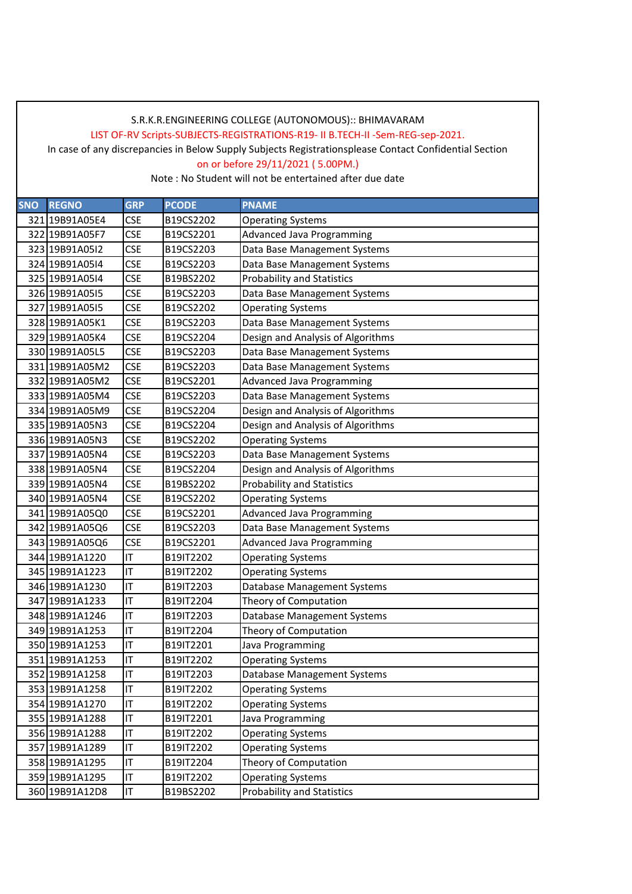S.R.K.R.ENGINEERING COLLEGE (AUTONOMOUS):: BHIMAVARAM

LIST OF-RV Scripts-SUBJECTS-REGISTRATIONS-R19- II B.TECH-II -Sem-REG-sep-2021.

In case of any discrepancies in Below Supply Subjects Registrationsplease Contact Confidential Section

on or before 29/11/2021 ( 5.00PM.)

Note : No Student will not be entertained after due date

| SNO | REGNO | GRP | PCODE | PNAME |
|---|---|---|---|---|
| 321 | 19B91A05E4 | CSE | B19CS2202 | Operating Systems |
| 322 | 19B91A05F7 | CSE | B19CS2201 | Advanced Java Programming |
| 323 | 19B91A05I2 | CSE | B19CS2203 | Data Base Management Systems |
| 324 | 19B91A05I4 | CSE | B19CS2203 | Data Base Management Systems |
| 325 | 19B91A05I4 | CSE | B19BS2202 | Probability and Statistics |
| 326 | 19B91A05I5 | CSE | B19CS2203 | Data Base Management Systems |
| 327 | 19B91A05I5 | CSE | B19CS2202 | Operating Systems |
| 328 | 19B91A05K1 | CSE | B19CS2203 | Data Base Management Systems |
| 329 | 19B91A05K4 | CSE | B19CS2204 | Design and Analysis of Algorithms |
| 330 | 19B91A05L5 | CSE | B19CS2203 | Data Base Management Systems |
| 331 | 19B91A05M2 | CSE | B19CS2203 | Data Base Management Systems |
| 332 | 19B91A05M2 | CSE | B19CS2201 | Advanced Java Programming |
| 333 | 19B91A05M4 | CSE | B19CS2203 | Data Base Management Systems |
| 334 | 19B91A05M9 | CSE | B19CS2204 | Design and Analysis of Algorithms |
| 335 | 19B91A05N3 | CSE | B19CS2204 | Design and Analysis of Algorithms |
| 336 | 19B91A05N3 | CSE | B19CS2202 | Operating Systems |
| 337 | 19B91A05N4 | CSE | B19CS2203 | Data Base Management Systems |
| 338 | 19B91A05N4 | CSE | B19CS2204 | Design and Analysis of Algorithms |
| 339 | 19B91A05N4 | CSE | B19BS2202 | Probability and Statistics |
| 340 | 19B91A05N4 | CSE | B19CS2202 | Operating Systems |
| 341 | 19B91A05Q0 | CSE | B19CS2201 | Advanced Java Programming |
| 342 | 19B91A05Q6 | CSE | B19CS2203 | Data Base Management Systems |
| 343 | 19B91A05Q6 | CSE | B19CS2201 | Advanced Java Programming |
| 344 | 19B91A1220 | IT | B19IT2202 | Operating Systems |
| 345 | 19B91A1223 | IT | B19IT2202 | Operating Systems |
| 346 | 19B91A1230 | IT | B19IT2203 | Database Management Systems |
| 347 | 19B91A1233 | IT | B19IT2204 | Theory of Computation |
| 348 | 19B91A1246 | IT | B19IT2203 | Database Management Systems |
| 349 | 19B91A1253 | IT | B19IT2204 | Theory of Computation |
| 350 | 19B91A1253 | IT | B19IT2201 | Java Programming |
| 351 | 19B91A1253 | IT | B19IT2202 | Operating Systems |
| 352 | 19B91A1258 | IT | B19IT2203 | Database Management Systems |
| 353 | 19B91A1258 | IT | B19IT2202 | Operating Systems |
| 354 | 19B91A1270 | IT | B19IT2202 | Operating Systems |
| 355 | 19B91A1288 | IT | B19IT2201 | Java Programming |
| 356 | 19B91A1288 | IT | B19IT2202 | Operating Systems |
| 357 | 19B91A1289 | IT | B19IT2202 | Operating Systems |
| 358 | 19B91A1295 | IT | B19IT2204 | Theory of Computation |
| 359 | 19B91A1295 | IT | B19IT2202 | Operating Systems |
| 360 | 19B91A12D8 | IT | B19BS2202 | Probability and Statistics |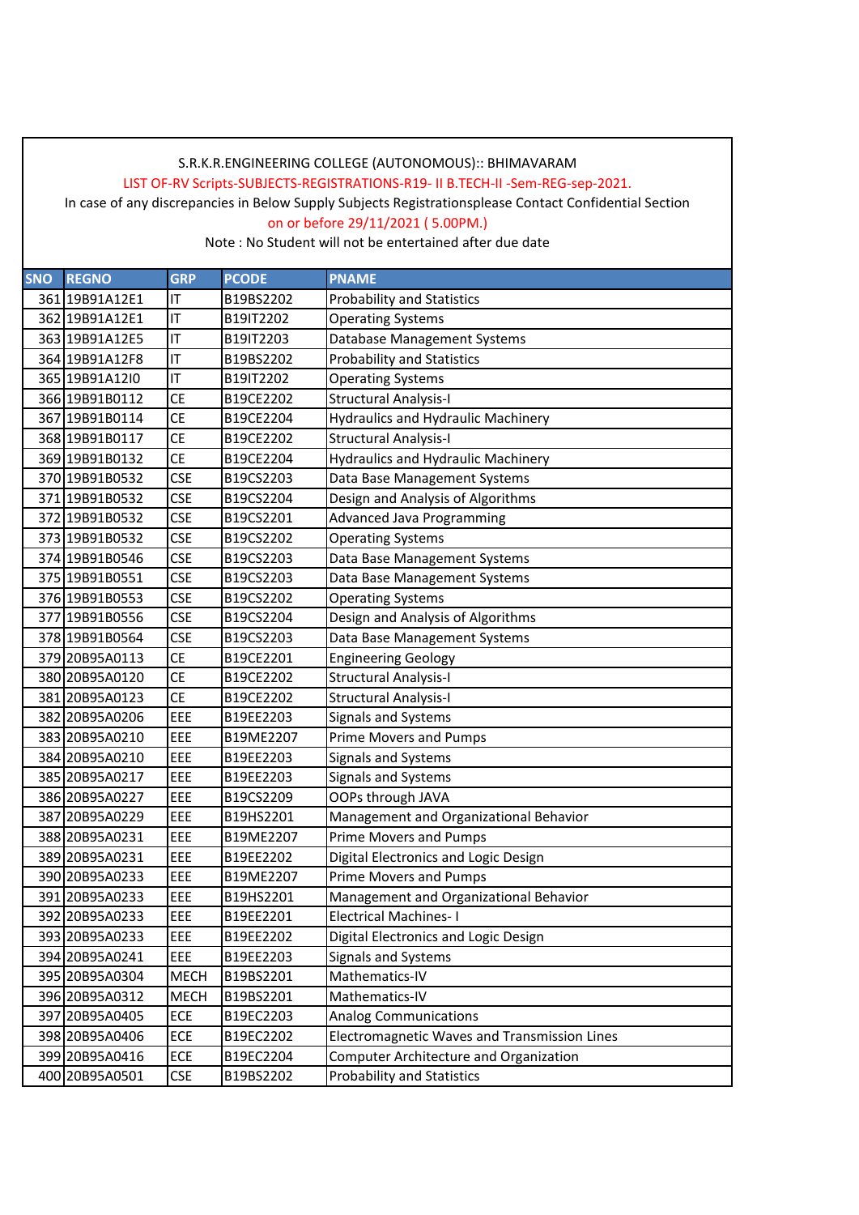S.R.K.R.ENGINEERING COLLEGE (AUTONOMOUS):: BHIMAVARAM

LIST OF-RV Scripts-SUBJECTS-REGISTRATIONS-R19- II B.TECH-II -Sem-REG-sep-2021.

In case of any discrepancies in Below Supply Subjects Registrationsplease Contact Confidential Section

on or before 29/11/2021 ( 5.00PM.)

Note : No Student will not be entertained after due date

| SNO | REGNO | GRP | PCODE | PNAME |
|---|---|---|---|---|
| 361 | 19B91A12E1 | IT | B19BS2202 | Probability and Statistics |
| 362 | 19B91A12E1 | IT | B19IT2202 | Operating Systems |
| 363 | 19B91A12E5 | IT | B19IT2203 | Database Management Systems |
| 364 | 19B91A12F8 | IT | B19BS2202 | Probability and Statistics |
| 365 | 19B91A12I0 | IT | B19IT2202 | Operating Systems |
| 366 | 19B91B0112 | CE | B19CE2202 | Structural Analysis-I |
| 367 | 19B91B0114 | CE | B19CE2204 | Hydraulics and Hydraulic Machinery |
| 368 | 19B91B0117 | CE | B19CE2202 | Structural Analysis-I |
| 369 | 19B91B0132 | CE | B19CE2204 | Hydraulics and Hydraulic Machinery |
| 370 | 19B91B0532 | CSE | B19CS2203 | Data Base Management Systems |
| 371 | 19B91B0532 | CSE | B19CS2204 | Design and Analysis of Algorithms |
| 372 | 19B91B0532 | CSE | B19CS2201 | Advanced Java Programming |
| 373 | 19B91B0532 | CSE | B19CS2202 | Operating Systems |
| 374 | 19B91B0546 | CSE | B19CS2203 | Data Base Management Systems |
| 375 | 19B91B0551 | CSE | B19CS2203 | Data Base Management Systems |
| 376 | 19B91B0553 | CSE | B19CS2202 | Operating Systems |
| 377 | 19B91B0556 | CSE | B19CS2204 | Design and Analysis of Algorithms |
| 378 | 19B91B0564 | CSE | B19CS2203 | Data Base Management Systems |
| 379 | 20B95A0113 | CE | B19CE2201 | Engineering Geology |
| 380 | 20B95A0120 | CE | B19CE2202 | Structural Analysis-I |
| 381 | 20B95A0123 | CE | B19CE2202 | Structural Analysis-I |
| 382 | 20B95A0206 | EEE | B19EE2203 | Signals and Systems |
| 383 | 20B95A0210 | EEE | B19ME2207 | Prime Movers and Pumps |
| 384 | 20B95A0210 | EEE | B19EE2203 | Signals and Systems |
| 385 | 20B95A0217 | EEE | B19EE2203 | Signals and Systems |
| 386 | 20B95A0227 | EEE | B19CS2209 | OOPs through JAVA |
| 387 | 20B95A0229 | EEE | B19HS2201 | Management and Organizational Behavior |
| 388 | 20B95A0231 | EEE | B19ME2207 | Prime Movers and Pumps |
| 389 | 20B95A0231 | EEE | B19EE2202 | Digital Electronics and Logic Design |
| 390 | 20B95A0233 | EEE | B19ME2207 | Prime Movers and Pumps |
| 391 | 20B95A0233 | EEE | B19HS2201 | Management and Organizational Behavior |
| 392 | 20B95A0233 | EEE | B19EE2201 | Electrical Machines- I |
| 393 | 20B95A0233 | EEE | B19EE2202 | Digital Electronics and Logic Design |
| 394 | 20B95A0241 | EEE | B19EE2203 | Signals and Systems |
| 395 | 20B95A0304 | MECH | B19BS2201 | Mathematics-IV |
| 396 | 20B95A0312 | MECH | B19BS2201 | Mathematics-IV |
| 397 | 20B95A0405 | ECE | B19EC2203 | Analog Communications |
| 398 | 20B95A0406 | ECE | B19EC2202 | Electromagnetic Waves and Transmission Lines |
| 399 | 20B95A0416 | ECE | B19EC2204 | Computer Architecture and Organization |
| 400 | 20B95A0501 | CSE | B19BS2202 | Probability and Statistics |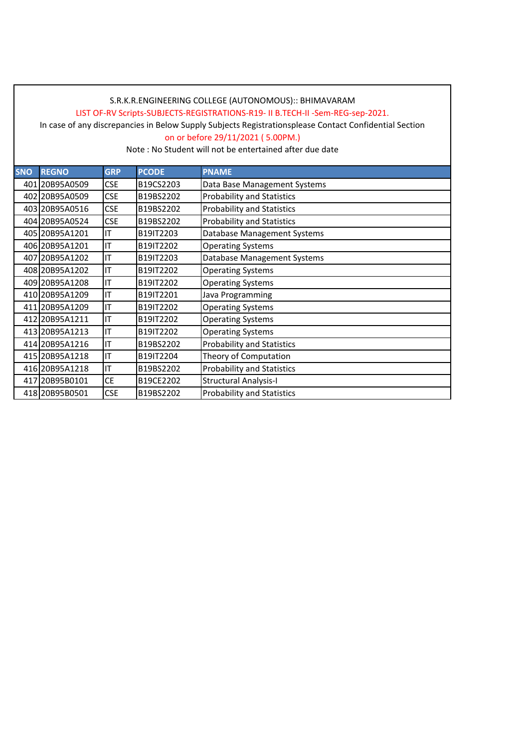S.R.K.R.ENGINEERING COLLEGE (AUTONOMOUS):: BHIMAVARAM

LIST OF-RV Scripts-SUBJECTS-REGISTRATIONS-R19- II B.TECH-II -Sem-REG-sep-2021.

In case of any discrepancies in Below Supply Subjects Registrationsplease Contact Confidential Section

on or before 29/11/2021 ( 5.00PM.)

Note : No Student will not be entertained after due date

| SNO | REGNO | GRP | PCODE | PNAME |
|---|---|---|---|---|
| 401 | 20B95A0509 | CSE | B19CS2203 | Data Base Management Systems |
| 402 | 20B95A0509 | CSE | B19BS2202 | Probability and Statistics |
| 403 | 20B95A0516 | CSE | B19BS2202 | Probability and Statistics |
| 404 | 20B95A0524 | CSE | B19BS2202 | Probability and Statistics |
| 405 | 20B95A1201 | IT | B19IT2203 | Database Management Systems |
| 406 | 20B95A1201 | IT | B19IT2202 | Operating Systems |
| 407 | 20B95A1202 | IT | B19IT2203 | Database Management Systems |
| 408 | 20B95A1202 | IT | B19IT2202 | Operating Systems |
| 409 | 20B95A1208 | IT | B19IT2202 | Operating Systems |
| 410 | 20B95A1209 | IT | B19IT2201 | Java Programming |
| 411 | 20B95A1209 | IT | B19IT2202 | Operating Systems |
| 412 | 20B95A1211 | IT | B19IT2202 | Operating Systems |
| 413 | 20B95A1213 | IT | B19IT2202 | Operating Systems |
| 414 | 20B95A1216 | IT | B19BS2202 | Probability and Statistics |
| 415 | 20B95A1218 | IT | B19IT2204 | Theory of Computation |
| 416 | 20B95A1218 | IT | B19BS2202 | Probability and Statistics |
| 417 | 20B95B0101 | CE | B19CE2202 | Structural Analysis-I |
| 418 | 20B95B0501 | CSE | B19BS2202 | Probability and Statistics |